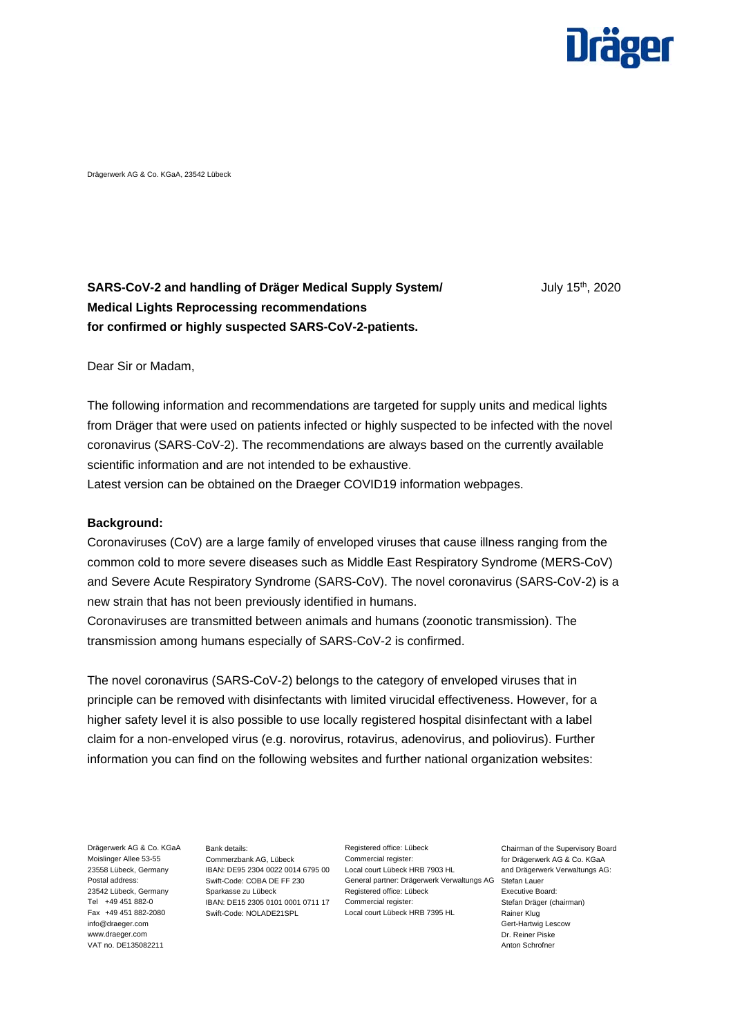Drägerwerk AG & Co. KGaA, 23542 Lübeck

**SARS-CoV-2 and handling of Dräger Medical Supply System/ Medical Lights Reprocessing recommendations for confirmed or highly suspected SARS-CoV-2-patients.**

July 15th, 2020

Dear Sir or Madam,

The following information and recommendations are targeted for supply units and medical lights from Dräger that were used on patients infected or highly suspected to be infected with the novel coronavirus (SARS-CoV-2). The recommendations are always based on the currently available scientific information and are not intended to be exhaustive.
Latest version can be obtained on the Draeger COVID19 information webpages.

**Background:**
Coronaviruses (CoV) are a large family of enveloped viruses that cause illness ranging from the common cold to more severe diseases such as Middle East Respiratory Syndrome (MERS-CoV) and Severe Acute Respiratory Syndrome (SARS-CoV). The novel coronavirus (SARS-CoV-2) is a new strain that has not been previously identified in humans.
Coronaviruses are transmitted between animals and humans (zoonotic transmission). The transmission among humans especially of SARS-CoV-2 is confirmed.

The novel coronavirus (SARS-CoV-2) belongs to the category of enveloped viruses that in principle can be removed with disinfectants with limited virucidal effectiveness. However, for a higher safety level it is also possible to use locally registered hospital disinfectant with a label claim for a non-enveloped virus (e.g. norovirus, rotavirus, adenovirus, and poliovirus). Further information you can find on the following websites and further national organization websites: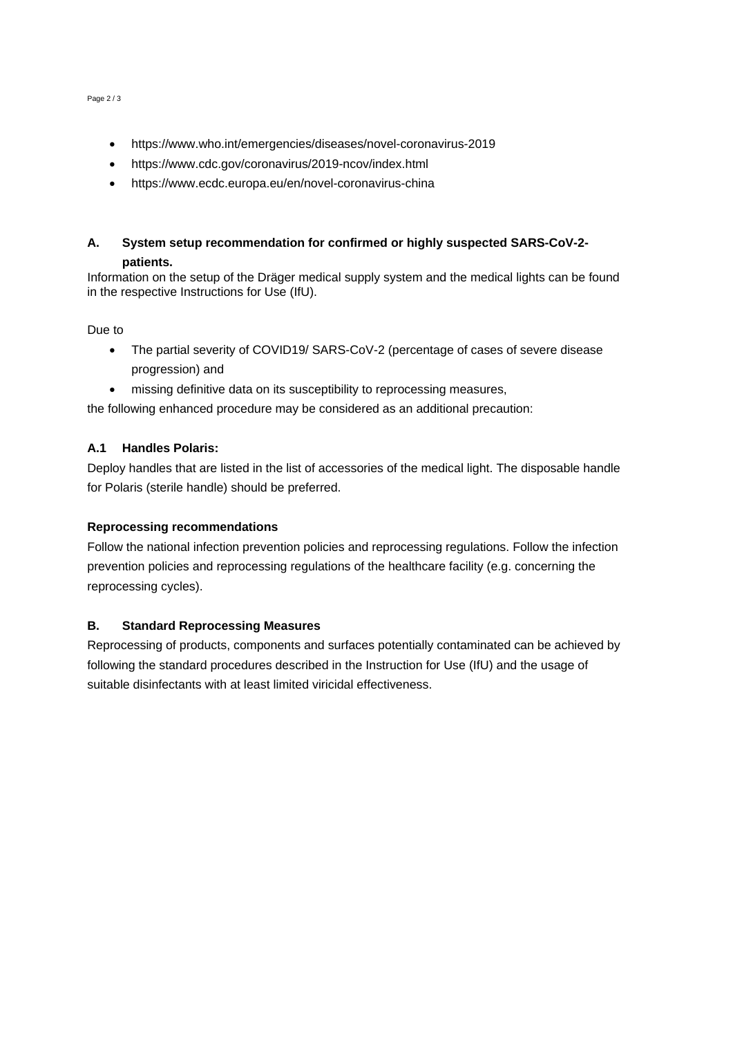- https://www.who.int/emergencies/diseases/novel-coronavirus-2019
- https://www.cdc.gov/coronavirus/2019-ncov/index.html
- https://www.ecdc.europa.eu/en/novel-coronavirus-china

## A. System setup recommendation for confirmed or highly suspected SARS-CoV-2-patients.

Information on the setup of the Dräger medical supply system and the medical lights can be found in the respective Instructions for Use (IfU).

Due to

- The partial severity of COVID19/ SARS-CoV-2 (percentage of cases of severe disease progression) and
- missing definitive data on its susceptibility to reprocessing measures,

the following enhanced procedure may be considered as an additional precaution:

### A.1 Handles Polaris:

Deploy handles that are listed in the list of accessories of the medical light. The disposable handle for Polaris (sterile handle) should be preferred.

**Reprocessing recommendations**

Follow the national infection prevention policies and reprocessing regulations. Follow the infection prevention policies and reprocessing regulations of the healthcare facility (e.g. concerning the reprocessing cycles).

## B. Standard Reprocessing Measures

Reprocessing of products, components and surfaces potentially contaminated can be achieved by following the standard procedures described in the Instruction for Use (IfU) and the usage of suitable disinfectants with at least limited viricidal effectiveness.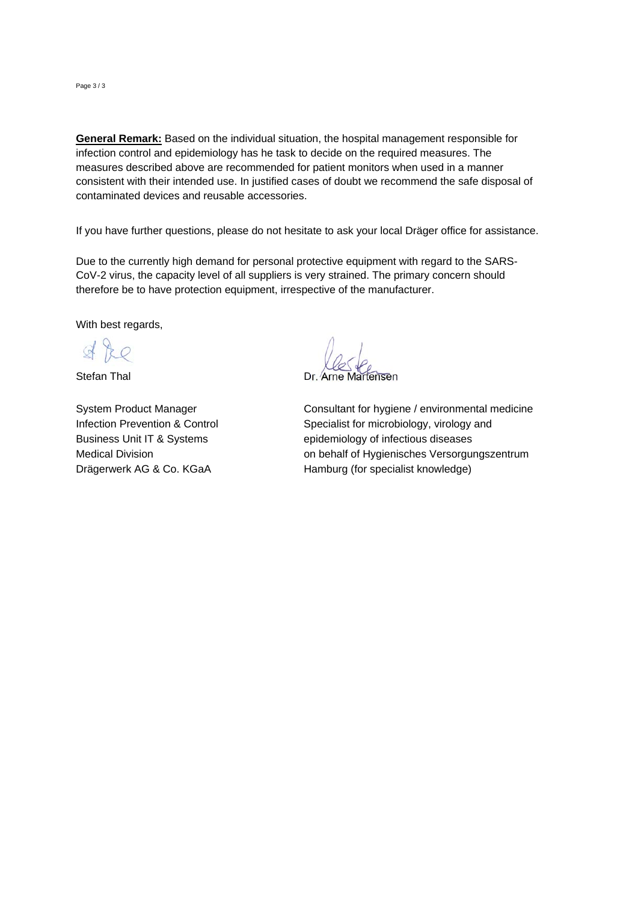**General Remark:** Based on the individual situation, the hospital management responsible for infection control and epidemiology has he task to decide on the required measures. The measures described above are recommended for patient monitors when used in a manner consistent with their intended use. In justified cases of doubt we recommend the safe disposal of contaminated devices and reusable accessories.

If you have further questions, please do not hesitate to ask your local Dräger office for assistance.

Due to the currently high demand for personal protective equipment with regard to the SARS-CoV-2 virus, the capacity level of all suppliers is very strained. The primary concern should therefore be to have protection equipment, irrespective of the manufacturer.

With best regards,

Stefan Thal

System Product Manager
Infection Prevention & Control
Business Unit IT & Systems
Medical Division
Drägerwerk AG & Co. KGaA

Dr. Arne Martensen

Consultant for hygiene / environmental medicine
Specialist for microbiology, virology and epidemiology of infectious diseases
on behalf of Hygienisches Versorgungszentrum Hamburg (for specialist knowledge)